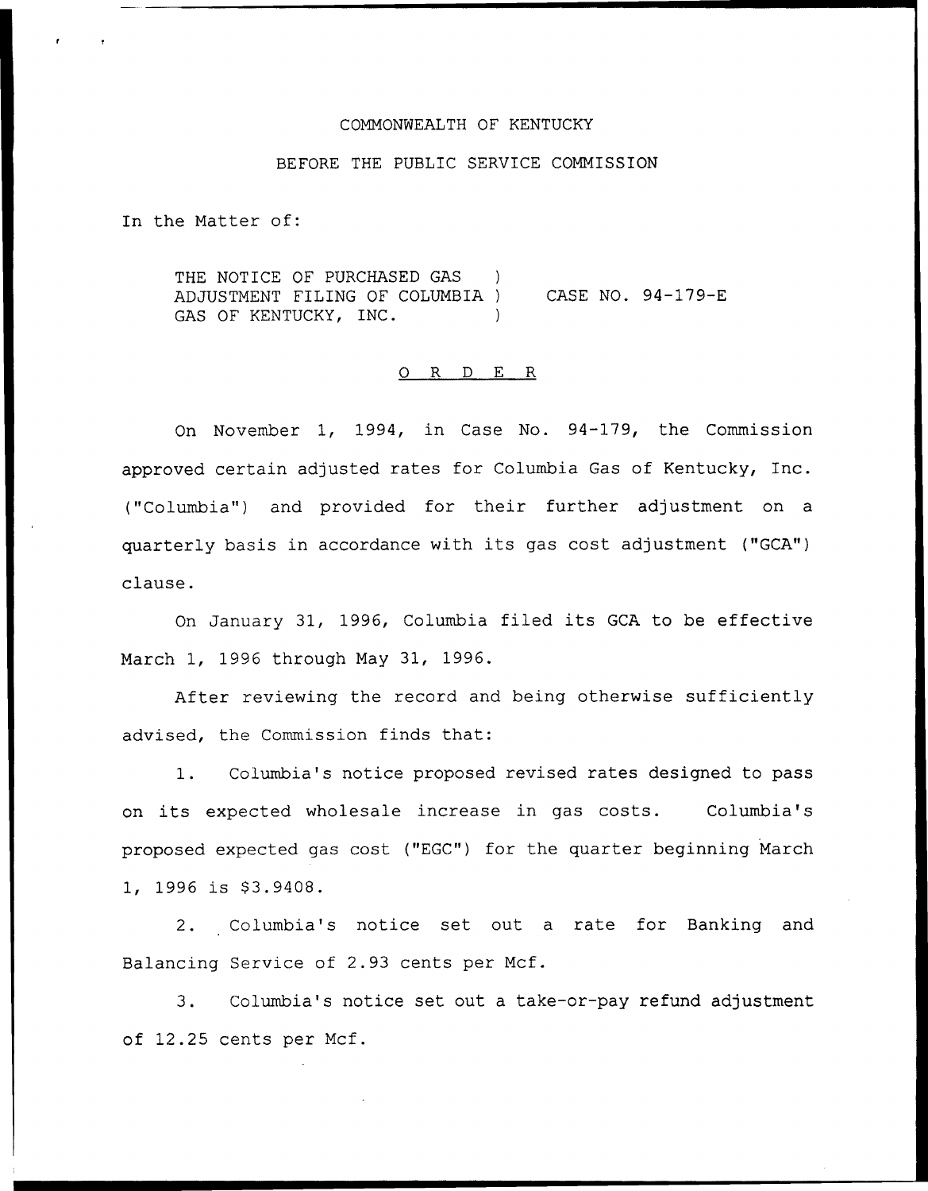COMMONWEALTH OF KENTUCKY

BEFORE THE PUBLIC SERVICE COMMISSION

In the Matter of:

THE NOTICE OF PURCHASED GAS ADJUSTMENT FILING OF COLUMBIA GAS OF KENTUCKY, INC. ) CASE NO. 94-179-E

O R D E R

On November 1, 1994, in Case No. 94-179, the Commission approved certain adjusted rates for Columbia Gas of Kentucky, Inc. ("Columbia") and provided for their further adjustment on a quarterly basis in accordance with its gas cost adjustment ("GCA") clause.

On January 31, 1996, Columbia filed its GCA to be effective March 1, 1996 through May 31, 1996.

After reviewing the record and being otherwise sufficiently advised, the Commission finds that:

1. Columbia's notice proposed revised rates designed to pass on its expected wholesale increase in gas costs. Columbia's proposed expected gas cost ("EGC") for the quarter beginning March 1, 1996 is $3.9408.

2. Columbia's notice set out a rate for Banking and Balancing Service of 2.93 cents per Mcf.

3. Columbia's notice set out a take-or-pay refund adjustment of 12.25 cents per Mcf.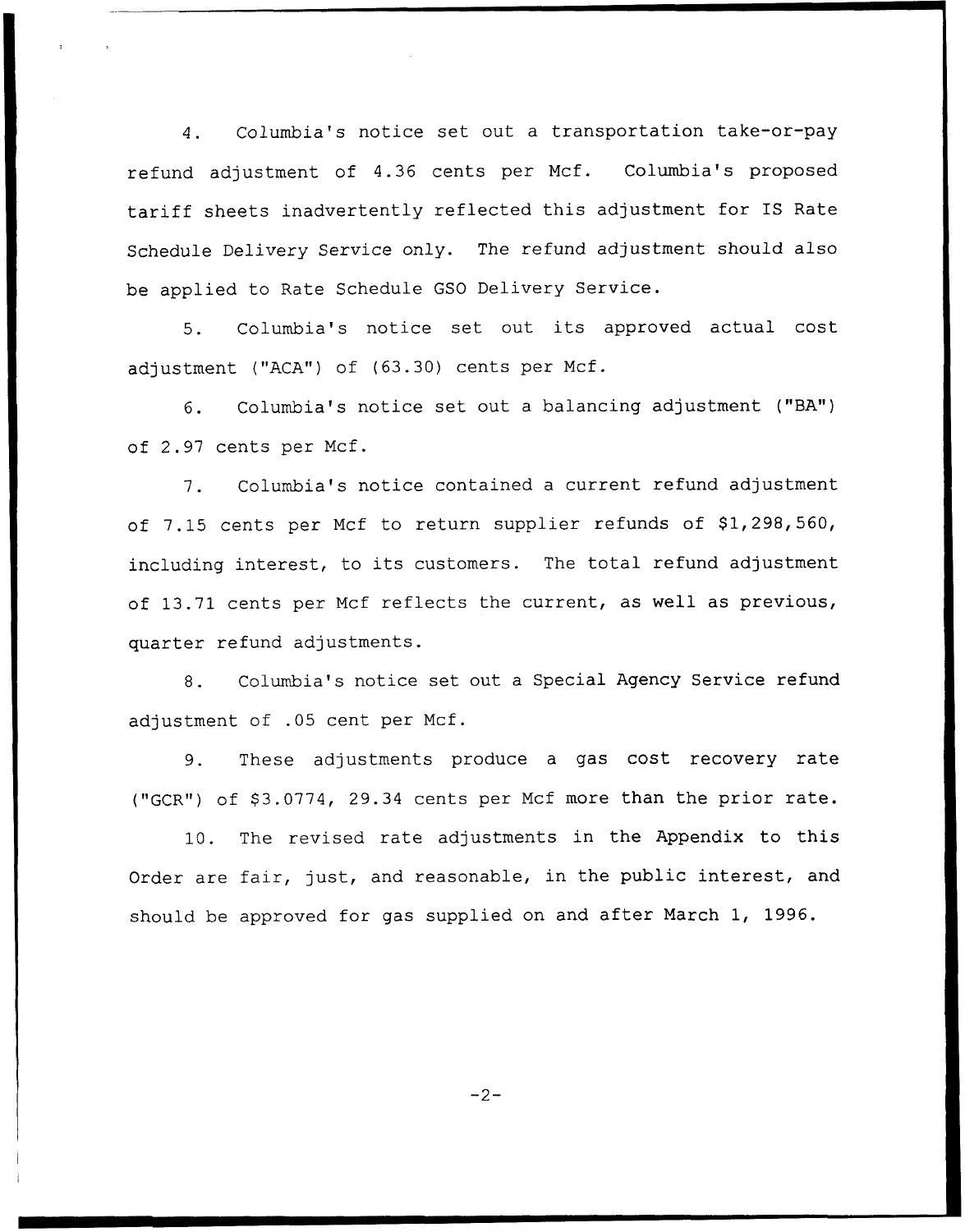4. Columbia's notice set out a transportation take-or-pay refund adjustment of 4.36 cents per Mcf. Columbia's proposed tariff sheets inadvertently reflected this adjustment for IS Rate Schedule Delivery Service only. The refund adjustment should also be applied to Rate Schedule GSO Delivery Service.

5. Columbia's notice set out its approved actual cost adjustment ("ACA") of (63.30) cents per Mcf.

6. Columbia's notice set out a balancing adjustment ("BA") of 2.97 cents per Mcf.

7. Columbia's notice contained a current refund adjustment of 7.15 cents per Mcf to return supplier refunds of $1,298,560, including interest, to its customers. The total refund adjustment of 13.71 cents per Mcf reflects the current, as well as previous, quarter refund adjustments.

8. Columbia's notice set out a Special Agency Service refund adjustment of .05 cent per Mcf.

9. These adjustments produce a gas cost recovery rate ("GCR") of $3.0774, 29.34 cents per Mcf more than the prior rate.

10. The revised rate adjustments in the Appendix to this Order are fair, just, and reasonable, in the public interest, and should be approved for gas supplied on and after March 1, 1996.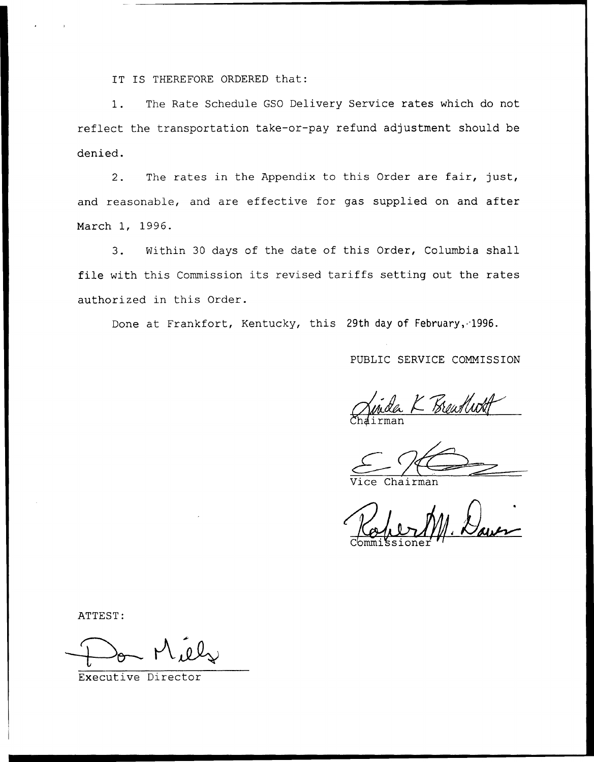IT IS THEREFORE ORDERED that:

1. The Rate Schedule GSO Delivery Service rates which do not reflect the transportation take-or-pay refund adjustment should be denied.

2. The rates in the Appendix to this Order are fair, just, and reasonable, and are effective for gas supplied on and after March 1, 1996.

3. Within 30 days of the date of this Order, Columbia shall file with this Commission its revised tariffs setting out the rates authorized in this Order.

Done at Frankfort, Kentucky, this 29th day of February, 1996.

PUBLIC SERVICE COMMISSION

Linda K Breathitt
Chairman

Vice Chairman

Robert M. Davis
Commissioner

ATTEST:

Don Mills
Executive Director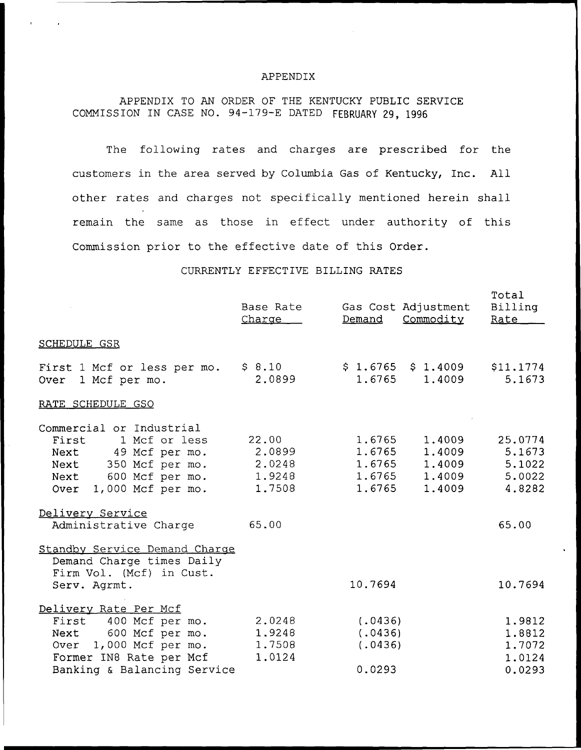# APPENDIX

APPENDIX TO AN ORDER OF THE KENTUCKY PUBLIC SERVICE COMMISSION IN CASE NO. 94-179-E DATED FEBRUARY 29, 1996

The following rates and charges are prescribed for the customers in the area served by Columbia Gas of Kentucky, Inc. All other rates and charges not specifically mentioned herein shall remain the same as those in effect under authority of this Commission prior to the effective date of this Order.

CURRENTLY EFFECTIVE BILLING RATES

| | Base Rate Charge | Gas Cost Adjustment Demand | Gas Cost Adjustment Commodity | Total Billing Rate |
|---|---|---|---|---|
| SCHEDULE GSR | | | | |
| First 1 Mcf or less per mo. | $ 8.10 | $ 1.6765 | $ 1.4009 | $11.1774 |
| Over 1 Mcf per mo. | 2.0899 | 1.6765 | 1.4009 | 5.1673 |
| RATE SCHEDULE GSO | | | | |
| Commercial or Industrial | | | | |
| First 1 Mcf or less | 22.00 | 1.6765 | 1.4009 | 25.0774 |
| Next 49 Mcf per mo. | 2.0899 | 1.6765 | 1.4009 | 5.1673 |
| Next 350 Mcf per mo. | 2.0248 | 1.6765 | 1.4009 | 5.1022 |
| Next 600 Mcf per mo. | 1.9248 | 1.6765 | 1.4009 | 5.0022 |
| Over 1,000 Mcf per mo. | 1.7508 | 1.6765 | 1.4009 | 4.8282 |
| Delivery Service | | | | |
| Administrative Charge | 65.00 | | | 65.00 |
| Standby Service Demand Charge | | | | |
| Demand Charge times Daily Firm Vol. (Mcf) in Cust. Serv. Agrmt. | | 10.7694 | | 10.7694 |
| Delivery Rate Per Mcf | | | | |
| First 400 Mcf per mo. | 2.0248 | (.0436) | | 1.9812 |
| Next 600 Mcf per mo. | 1.9248 | (.0436) | | 1.8812 |
| Over 1,000 Mcf per mo. | 1.7508 | (.0436) | | 1.7072 |
| Former IN8 Rate per Mcf | 1.0124 | | | 1.0124 |
| Banking & Balancing Service | | 0.0293 | | 0.0293 |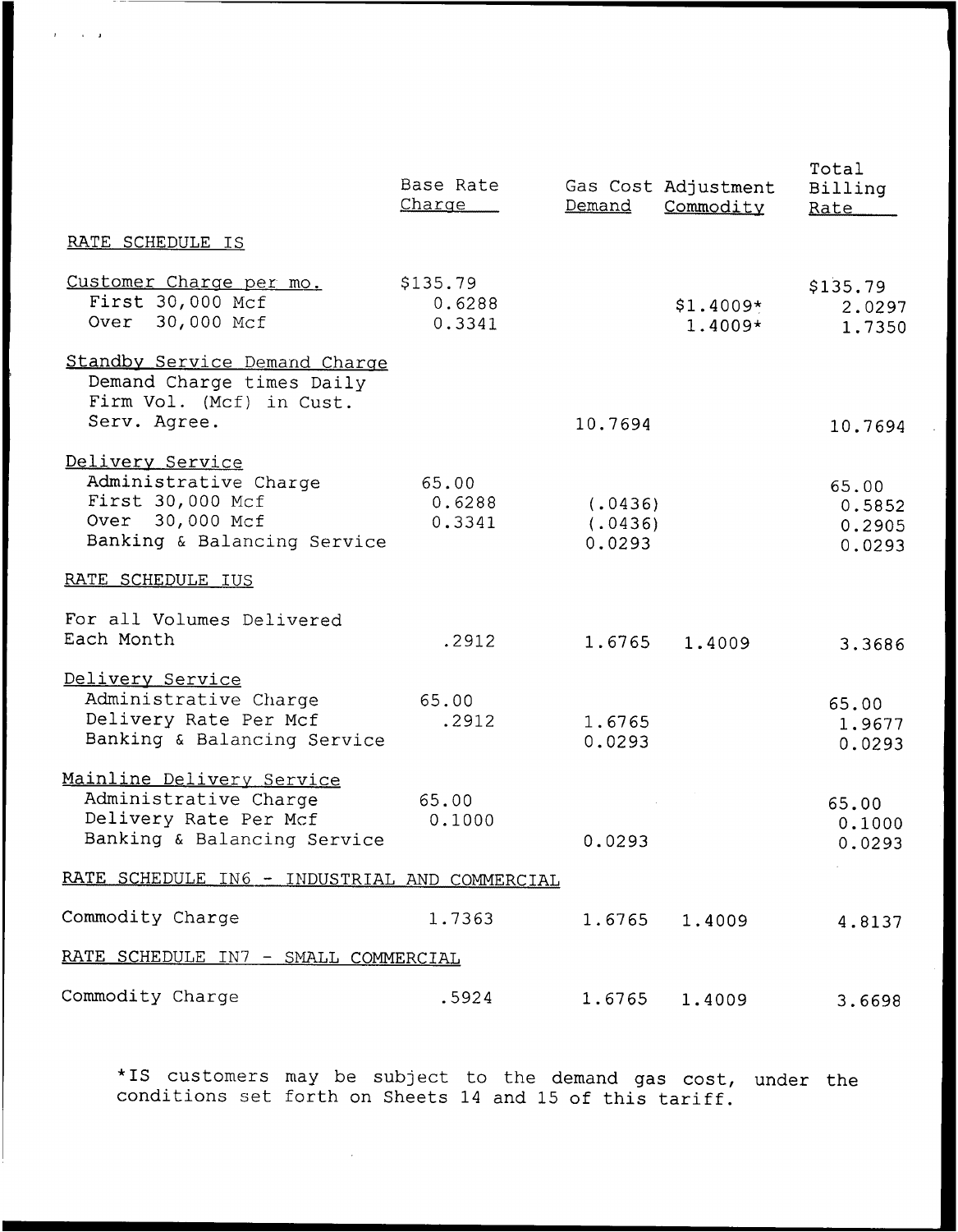| | Base Rate Charge | Gas Cost Adjustment Demand | Gas Cost Adjustment Commodity | Total Billing Rate |
|---|---|---|---|---|
| RATE SCHEDULE IS | | | | |
| Customer Charge per mo. | $135.79 | | | $135.79 |
| First 30,000 Mcf | 0.6288 | | $1.4009* | 2.0297 |
| Over 30,000 Mcf | 0.3341 | | 1.4009* | 1.7350 |
| Standby Service Demand Charge | | | | |
| Demand Charge times Daily Firm Vol. (Mcf) in Cust. Serv. Agree. | | 10.7694 | | 10.7694 |
| Delivery Service | | | | |
| Administrative Charge | 65.00 | | | 65.00 |
| First 30,000 Mcf | 0.6288 | (.0436) | | 0.5852 |
| Over 30,000 Mcf | 0.3341 | (.0436) | | 0.2905 |
| Banking & Balancing Service | | 0.0293 | | 0.0293 |
| RATE SCHEDULE IUS | | | | |
| For all Volumes Delivered Each Month | .2912 | 1.6765 | 1.4009 | 3.3686 |
| Delivery Service | | | | |
| Administrative Charge | 65.00 | | | 65.00 |
| Delivery Rate Per Mcf | .2912 | 1.6765 | | 1.9677 |
| Banking & Balancing Service | | 0.0293 | | 0.0293 |
| Mainline Delivery Service | | | | |
| Administrative Charge | 65.00 | | | 65.00 |
| Delivery Rate Per Mcf | 0.1000 | | | 0.1000 |
| Banking & Balancing Service | | 0.0293 | | 0.0293 |
| RATE SCHEDULE IN6 - INDUSTRIAL AND COMMERCIAL | | | | |
| Commodity Charge | 1.7363 | 1.6765 | 1.4009 | 4.8137 |
| RATE SCHEDULE IN7 - SMALL COMMERCIAL | | | | |
| Commodity Charge | .5924 | 1.6765 | 1.4009 | 3.6698 |

*IS customers may be subject to the demand gas cost, under the conditions set forth on Sheets 14 and 15 of this tariff.